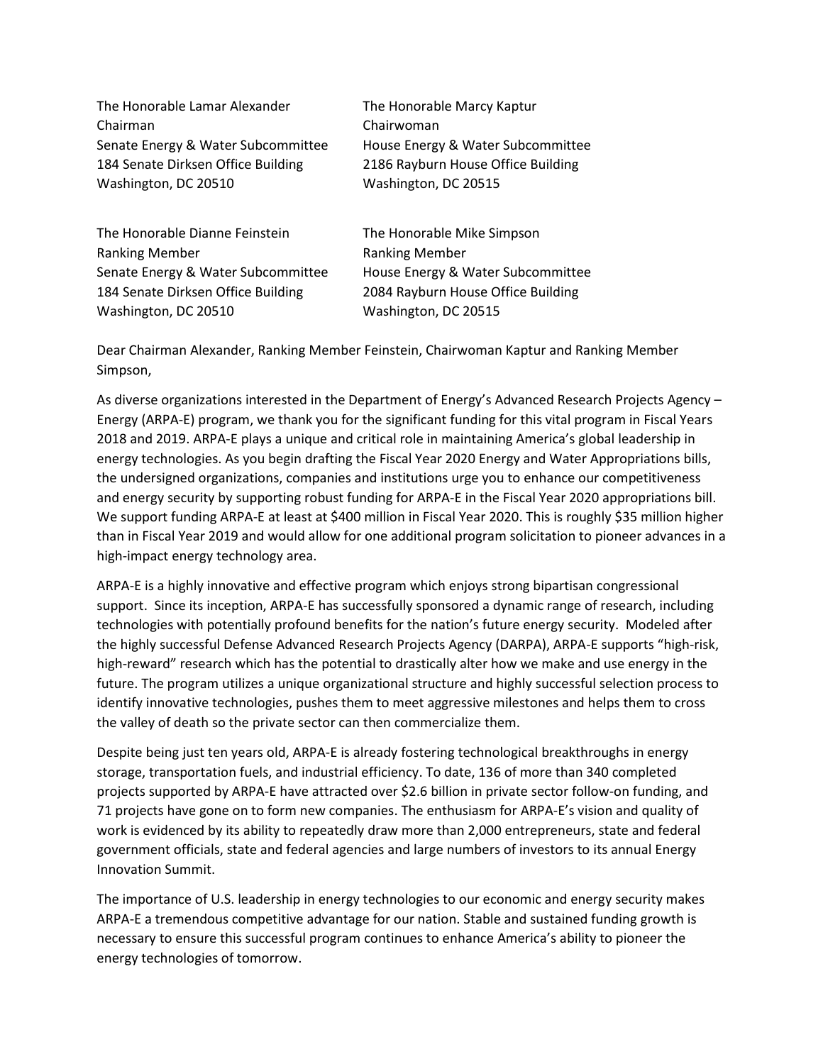The Honorable Lamar Alexander
Chairman
Senate Energy & Water Subcommittee
184 Senate Dirksen Office Building
Washington, DC 20510

The Honorable Marcy Kaptur
Chairwoman
House Energy & Water Subcommittee
2186 Rayburn House Office Building
Washington, DC 20515

The Honorable Dianne Feinstein
Ranking Member
Senate Energy & Water Subcommittee
184 Senate Dirksen Office Building
Washington, DC 20510

The Honorable Mike Simpson
Ranking Member
House Energy & Water Subcommittee
2084 Rayburn House Office Building
Washington, DC 20515

Dear Chairman Alexander, Ranking Member Feinstein, Chairwoman Kaptur and Ranking Member Simpson,

As diverse organizations interested in the Department of Energy's Advanced Research Projects Agency – Energy (ARPA-E) program, we thank you for the significant funding for this vital program in Fiscal Years 2018 and 2019. ARPA-E plays a unique and critical role in maintaining America's global leadership in energy technologies. As you begin drafting the Fiscal Year 2020 Energy and Water Appropriations bills, the undersigned organizations, companies and institutions urge you to enhance our competitiveness and energy security by supporting robust funding for ARPA-E in the Fiscal Year 2020 appropriations bill. We support funding ARPA-E at least at $400 million in Fiscal Year 2020. This is roughly $35 million higher than in Fiscal Year 2019 and would allow for one additional program solicitation to pioneer advances in a high-impact energy technology area.

ARPA-E is a highly innovative and effective program which enjoys strong bipartisan congressional support. Since its inception, ARPA-E has successfully sponsored a dynamic range of research, including technologies with potentially profound benefits for the nation's future energy security. Modeled after the highly successful Defense Advanced Research Projects Agency (DARPA), ARPA-E supports "high-risk, high-reward" research which has the potential to drastically alter how we make and use energy in the future. The program utilizes a unique organizational structure and highly successful selection process to identify innovative technologies, pushes them to meet aggressive milestones and helps them to cross the valley of death so the private sector can then commercialize them.

Despite being just ten years old, ARPA-E is already fostering technological breakthroughs in energy storage, transportation fuels, and industrial efficiency. To date, 136 of more than 340 completed projects supported by ARPA-E have attracted over $2.6 billion in private sector follow-on funding, and 71 projects have gone on to form new companies. The enthusiasm for ARPA-E's vision and quality of work is evidenced by its ability to repeatedly draw more than 2,000 entrepreneurs, state and federal government officials, state and federal agencies and large numbers of investors to its annual Energy Innovation Summit.

The importance of U.S. leadership in energy technologies to our economic and energy security makes ARPA-E a tremendous competitive advantage for our nation. Stable and sustained funding growth is necessary to ensure this successful program continues to enhance America's ability to pioneer the energy technologies of tomorrow.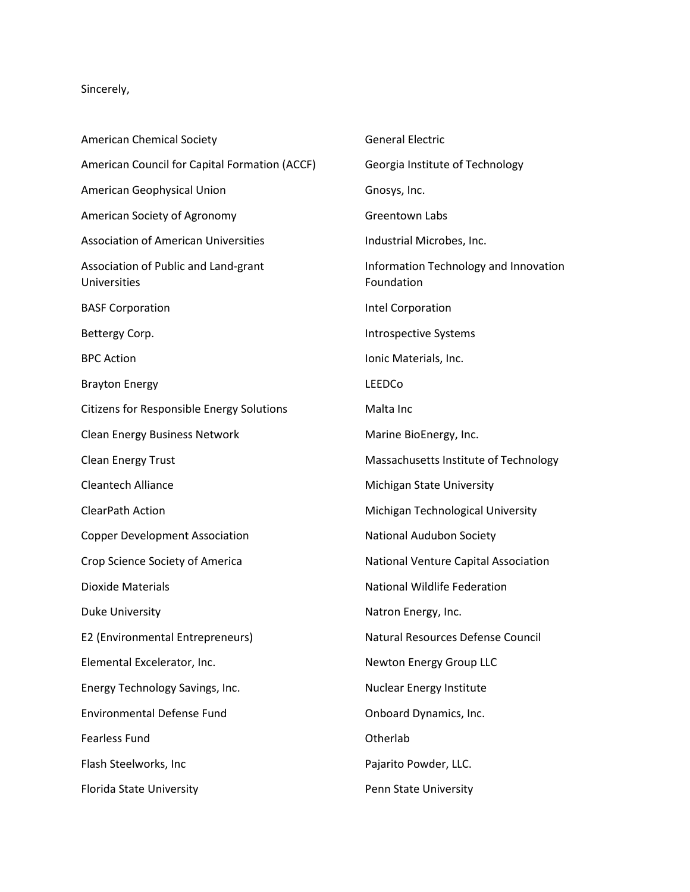Sincerely,

American Chemical Society

American Council for Capital Formation (ACCF)

American Geophysical Union

American Society of Agronomy

Association of American Universities

Association of Public and Land-grant Universities

BASF Corporation

Bettergy Corp.

BPC Action

Brayton Energy

Citizens for Responsible Energy Solutions

Clean Energy Business Network

Clean Energy Trust

Cleantech Alliance

ClearPath Action

Copper Development Association

Crop Science Society of America

Dioxide Materials

Duke University

E2 (Environmental Entrepreneurs)

Elemental Excelerator, Inc.

Energy Technology Savings, Inc.

Environmental Defense Fund

Fearless Fund

Flash Steelworks, Inc

Florida State University

General Electric

Georgia Institute of Technology

Gnosys, Inc.

Greentown Labs

Industrial Microbes, Inc.

Information Technology and Innovation Foundation

Intel Corporation

Introspective Systems

Ionic Materials, Inc.

LEEDCo

Malta Inc

Marine BioEnergy, Inc.

Massachusetts Institute of Technology

Michigan State University

Michigan Technological University

National Audubon Society

National Venture Capital Association

National Wildlife Federation

Natron Energy, Inc.

Natural Resources Defense Council

Newton Energy Group LLC

Nuclear Energy Institute

Onboard Dynamics, Inc.

Otherlab

Pajarito Powder, LLC.

Penn State University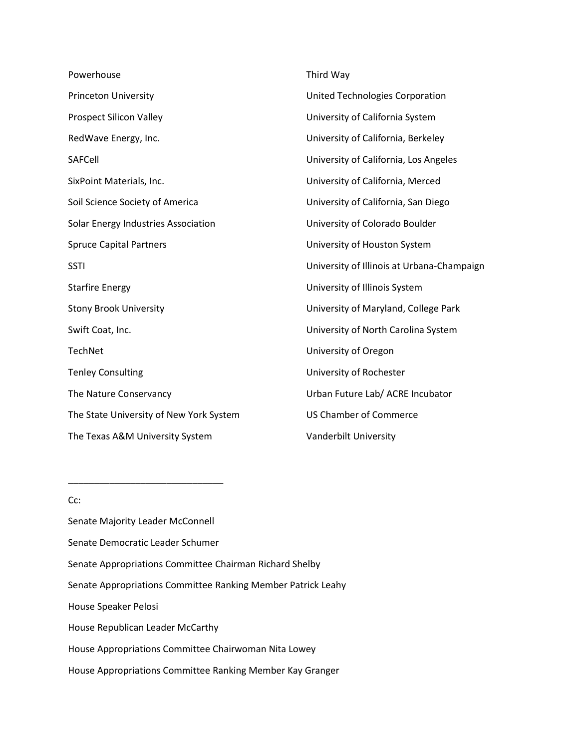Powerhouse

Princeton University

Prospect Silicon Valley

RedWave Energy, Inc.

SAFCell

SixPoint Materials, Inc.

Soil Science Society of America

Solar Energy Industries Association

Spruce Capital Partners

SSTI

Starfire Energy

Stony Brook University

Swift Coat, Inc.

TechNet

Tenley Consulting

The Nature Conservancy

The State University of New York System

The Texas A&M University System

Third Way

United Technologies Corporation

University of California System

University of California, Berkeley

University of California, Los Angeles

University of California, Merced

University of California, San Diego

University of Colorado Boulder

University of Houston System

University of Illinois at Urbana-Champaign

University of Illinois System

University of Maryland, College Park

University of North Carolina System

University of Oregon

University of Rochester

Urban Future Lab/ ACRE Incubator

US Chamber of Commerce

Vanderbilt University

______________________________

Cc:

Senate Majority Leader McConnell

Senate Democratic Leader Schumer

Senate Appropriations Committee Chairman Richard Shelby

Senate Appropriations Committee Ranking Member Patrick Leahy

House Speaker Pelosi

House Republican Leader McCarthy

House Appropriations Committee Chairwoman Nita Lowey

House Appropriations Committee Ranking Member Kay Granger